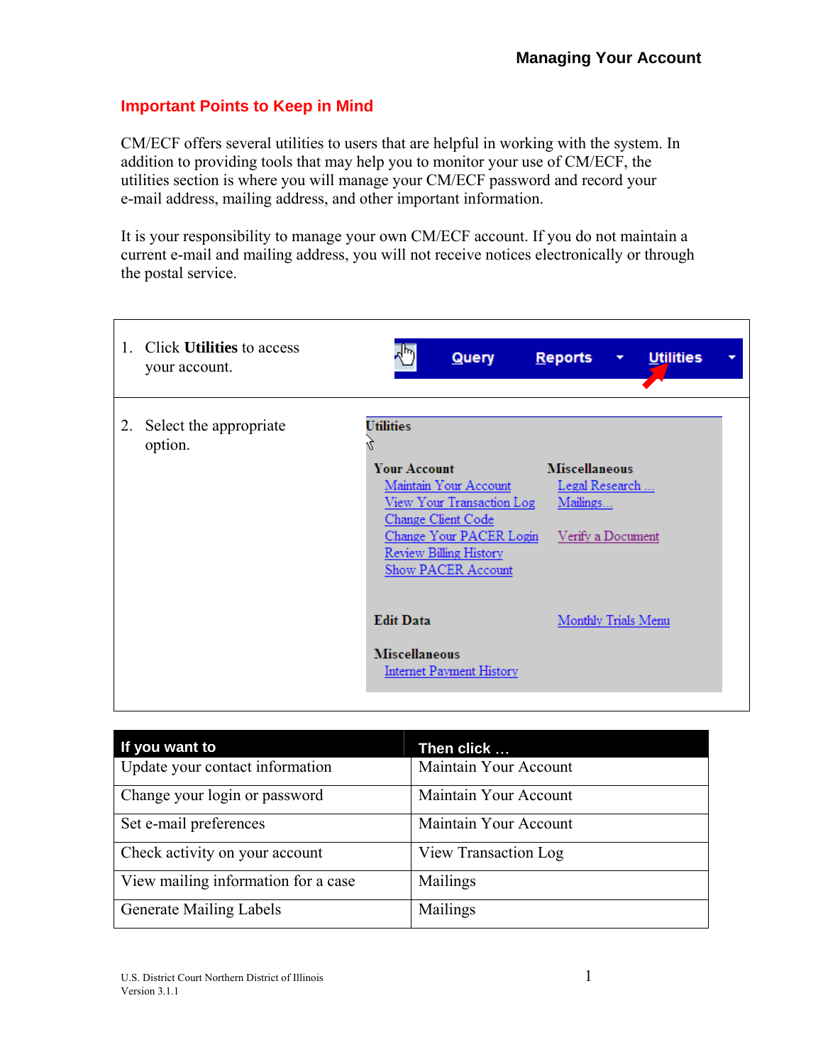## Important Points to Keep in Mind

CM/ECF offers several utilities to users that are helpful in working with the system. In addition to providing tools that may help you to monitor your use of CM/ECF, the utilities section is where you will manage your CM/ECF password and record your e-mail address, mailing address, and other important information.

It is your responsibility to manage your own CM/ECF account. If you do not maintain a current e-mail and mailing address, you will not receive notices electronically or through the postal service.

1. Click **Utilities** to access your account.

2. Select the appropriate option.

| If you want to | Then click … |
|---|---|
| Update your contact information | Maintain Your Account |
| Change your login or password | Maintain Your Account |
| Set e-mail preferences | Maintain Your Account |
| Check activity on your account | View Transaction Log |
| View mailing information for a case | Mailings |
| Generate Mailing Labels | Mailings |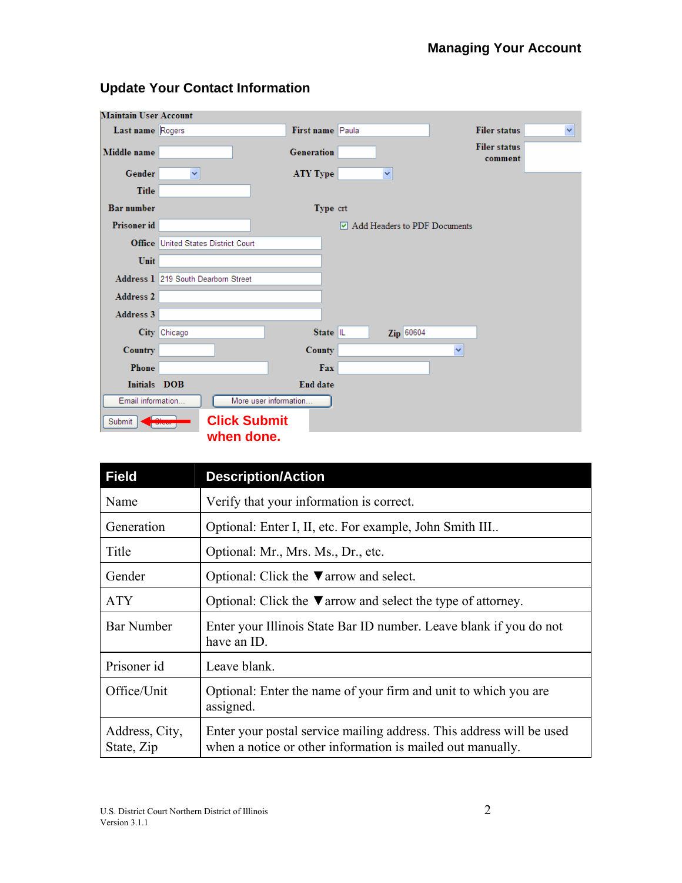## Update Your Contact Information

**Maintain User Account**

| | | | | | |
|---|---|---|---|---|---|
| Last name | Rogers | First name | Paula | Filer status | |
| Middle name | | Generation | | Filer status comment | |
| Gender | | ATY Type | | | |
| Title | | | | | |
| Bar number | | Type | crt | | |
| Prisoner id | | ☑ Add Headers to PDF Documents | | | |
| Office | United States District Court | | | | |
| Unit | | | | | |
| Address 1 | 219 South Dearborn Street | | | | |
| Address 2 | | | | | |
| Address 3 | | | | | |
| City | Chicago | State | IL | Zip | 60604 |
| Country | | County | | | |
| Phone | | Fax | | | |
| Initials | DOB | End date | | | |

Email information... | More user information...

Submit | Clear

**Click Submit when done.**

| Field | Description/Action |
|---|---|
| Name | Verify that your information is correct. |
| Generation | Optional: Enter I, II, etc. For example, John Smith III.. |
| Title | Optional: Mr., Mrs. Ms., Dr., etc. |
| Gender | Optional: Click the ▼arrow and select. |
| ATY | Optional: Click the ▼arrow and select the type of attorney. |
| Bar Number | Enter your Illinois State Bar ID number. Leave blank if you do not have an ID. |
| Prisoner id | Leave blank. |
| Office/Unit | Optional: Enter the name of your firm and unit to which you are assigned. |
| Address, City, State, Zip | Enter your postal service mailing address. This address will be used when a notice or other information is mailed out manually. |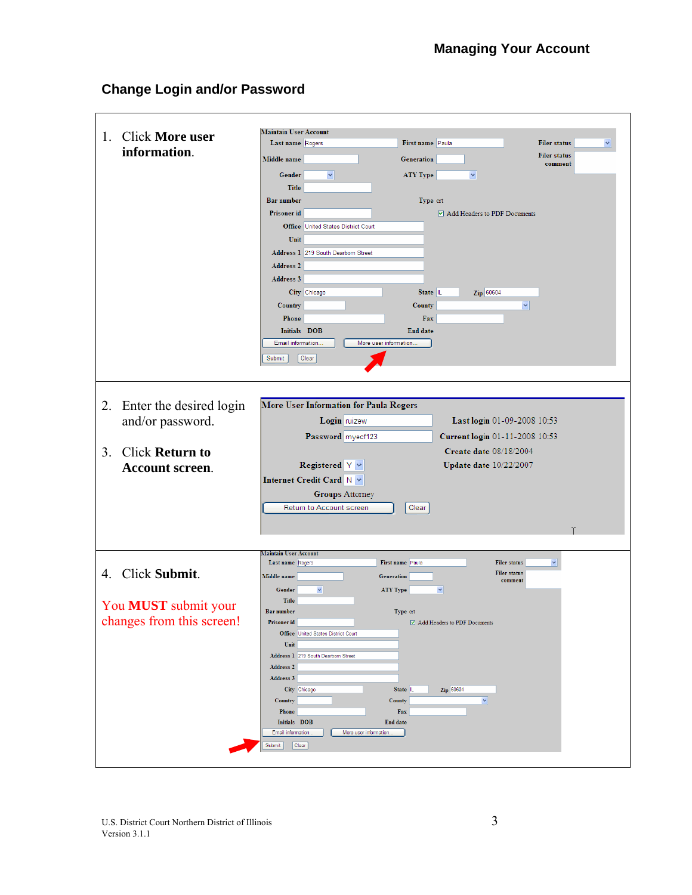## Change Login and/or Password

1. Click **More user information**.

Maintain User Account

| | | | | | |
|---|---|---|---|---|---|
| Last name | Rogers | First name | Paula | Filer status | |
| Middle name | | Generation | | Filer status comment | |
| Gender | | ATY Type | | | |
| Title | | | | | |
| Bar number | | Type | crt | | |
| Prisoner id | | ☑ Add Headers to PDF Documents | | | |
| Office | United States District Court | | | | |
| Unit | | | | | |
| Address 1 | 219 South Dearborn Street | | | | |
| Address 2 | | | | | |
| Address 3 | | | | | |
| City | Chicago | State | IL | Zip | 60604 |
| Country | | County | | | |
| Phone | | Fax | | | |
| Initials | DOB | End date | | | |

[Email information...] [More user information...]

[Submit] [Clear]

2. Enter the desired login and/or password.

3. Click **Return to Account screen**.

More User Information for Paula Rogers

| | | | |
|---|---|---|---|
| Login | ruizew | Last login | 01-09-2008 10:53 |
| Password | myecf123 | Current login | 01-11-2008 10:53 |
| | | Create date | 08/18/2004 |
| Registered | Y | Update date | 10/22/2007 |
| Internet Credit Card | N | | |
| Groups | Attorney | | |

[Return to Account screen] [Clear]

4. Click **Submit**.

You **MUST** submit your changes from this screen!

Maintain User Account

| | | | | | |
|---|---|---|---|---|---|
| Last name | Rogers | First name | Paula | Filer status | |
| Middle name | | Generation | | Filer status comment | |
| Gender | | ATY Type | | | |
| Title | | | | | |
| Bar number | | Type | crt | | |
| Prisoner id | | ☑ Add Headers to PDF Documents | | | |
| Office | United States District Court | | | | |
| Unit | | | | | |
| Address 1 | 219 South Dearborn Street | | | | |
| Address 2 | | | | | |
| Address 3 | | | | | |
| City | Chicago | State | IL | Zip | 60604 |
| Country | | County | | | |
| Phone | | Fax | | | |
| Initials | DOB | End date | | | |

[Email information...] [More user information...]

[Submit] [Clear]

U.S. District Court Northern District of Illinois
Version 3.1.1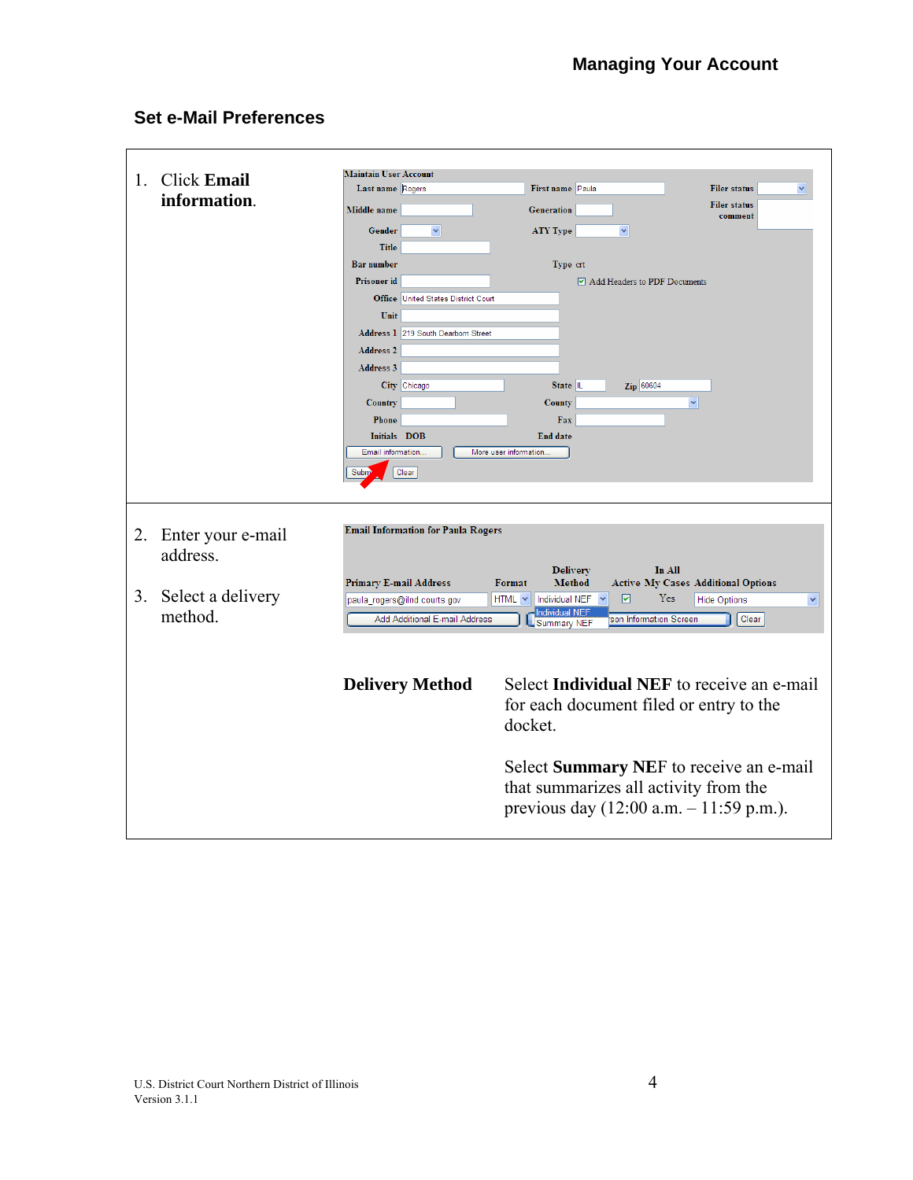## Set e-Mail Preferences

1. Click **Email information**.

2. Enter your e-mail address.

3. Select a delivery method.

**Delivery Method**

Select **Individual NEF** to receive an e-mail for each document filed or entry to the docket.

Select **Summary NEF** to receive an e-mail that summarizes all activity from the previous day (12:00 a.m. – 11:59 p.m.).

U.S. District Court Northern District of Illinois
Version 3.1.1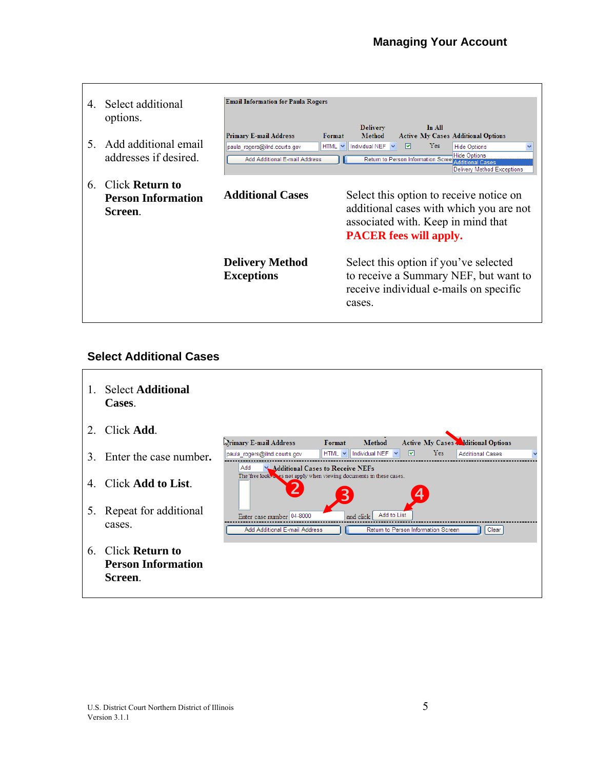4. Select additional options.

5. Add additional email addresses if desired.

6. Click **Return to Person Information Screen**.

**Additional Cases** — Select this option to receive notice on additional cases with which you are not associated with. Keep in mind that **PACER fees will apply.**

**Delivery Method Exceptions** — Select this option if you've selected to receive a Summary NEF, but want to receive individual e-mails on specific cases.

## Select Additional Cases

1. Select **Additional Cases**.

2. Click **Add**.

3. Enter the case number.

4. Click **Add to List**.

5. Repeat for additional cases.

6. Click **Return to Person Information Screen**.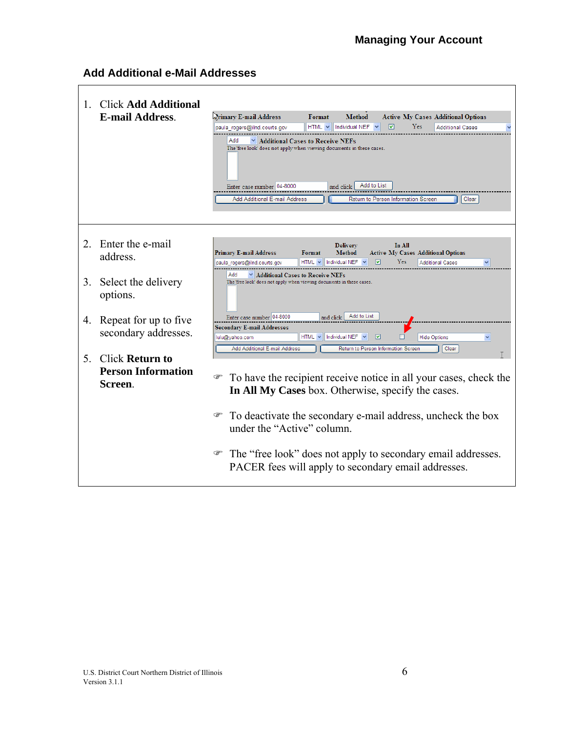## Add Additional e-Mail Addresses

1. Click **Add Additional E-mail Address**.

2. Enter the e-mail address.

3. Select the delivery options.

4. Repeat for up to five secondary addresses.

5. Click **Return to Person Information Screen**.

- To have the recipient receive notice in all your cases, check the **In All My Cases** box. Otherwise, specify the cases.

- To deactivate the secondary e-mail address, uncheck the box under the "Active" column.

- The "free look" does not apply to secondary email addresses. PACER fees will apply to secondary email addresses.

U.S. District Court Northern District of Illinois
Version 3.1.1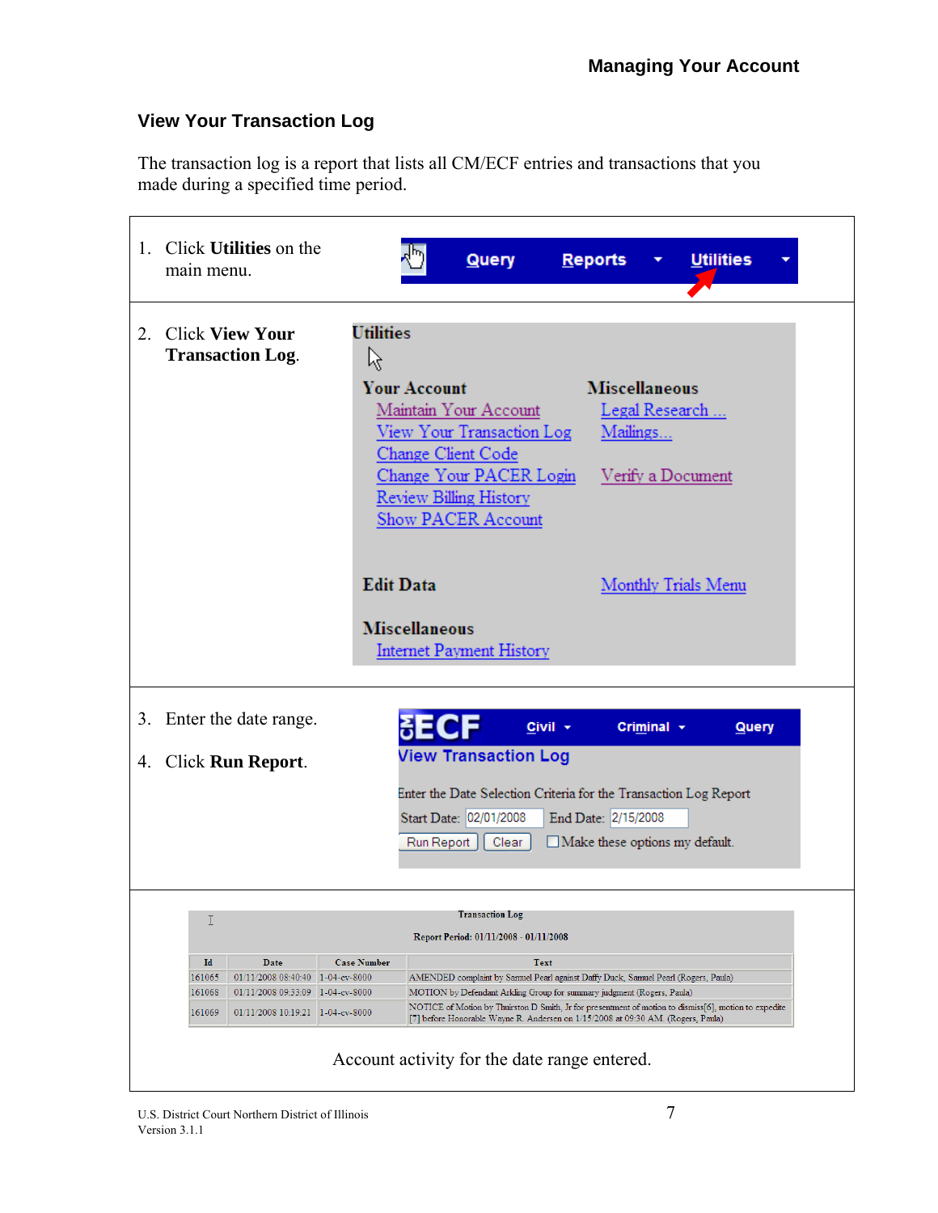## View Your Transaction Log

The transaction log is a report that lists all CM/ECF entries and transactions that you made during a specified time period.

1. Click **Utilities** on the main menu.

2. Click **View Your Transaction Log**.

3. Enter the date range.

4. Click **Run Report**.

Account activity for the date range entered.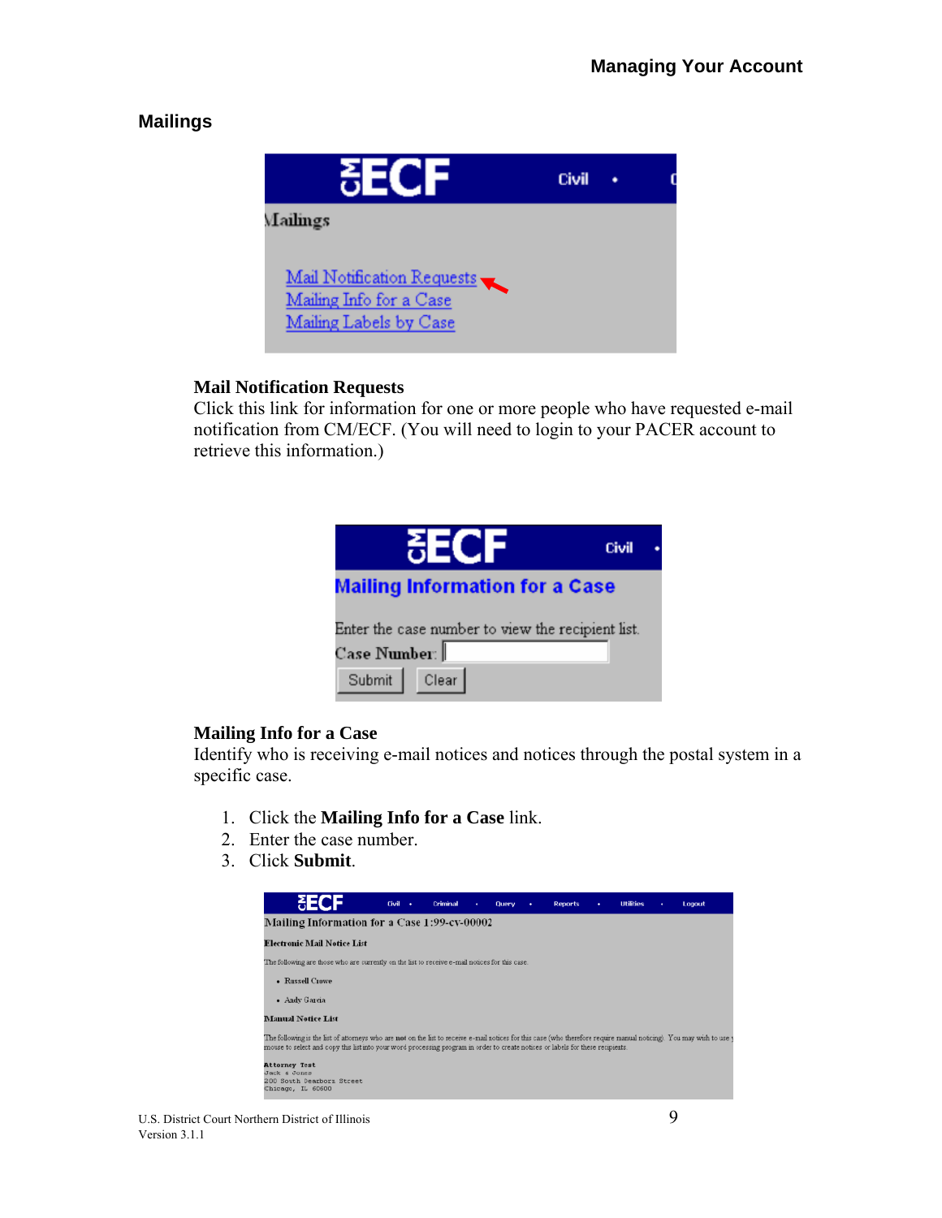## Mailings

### Mail Notification Requests

Click this link for information for one or more people who have requested e-mail notification from CM/ECF. (You will need to login to your PACER account to retrieve this information.)

### Mailing Info for a Case

Identify who is receiving e-mail notices and notices through the postal system in a specific case.

1. Click the **Mailing Info for a Case** link.
2. Enter the case number.
3. Click **Submit**.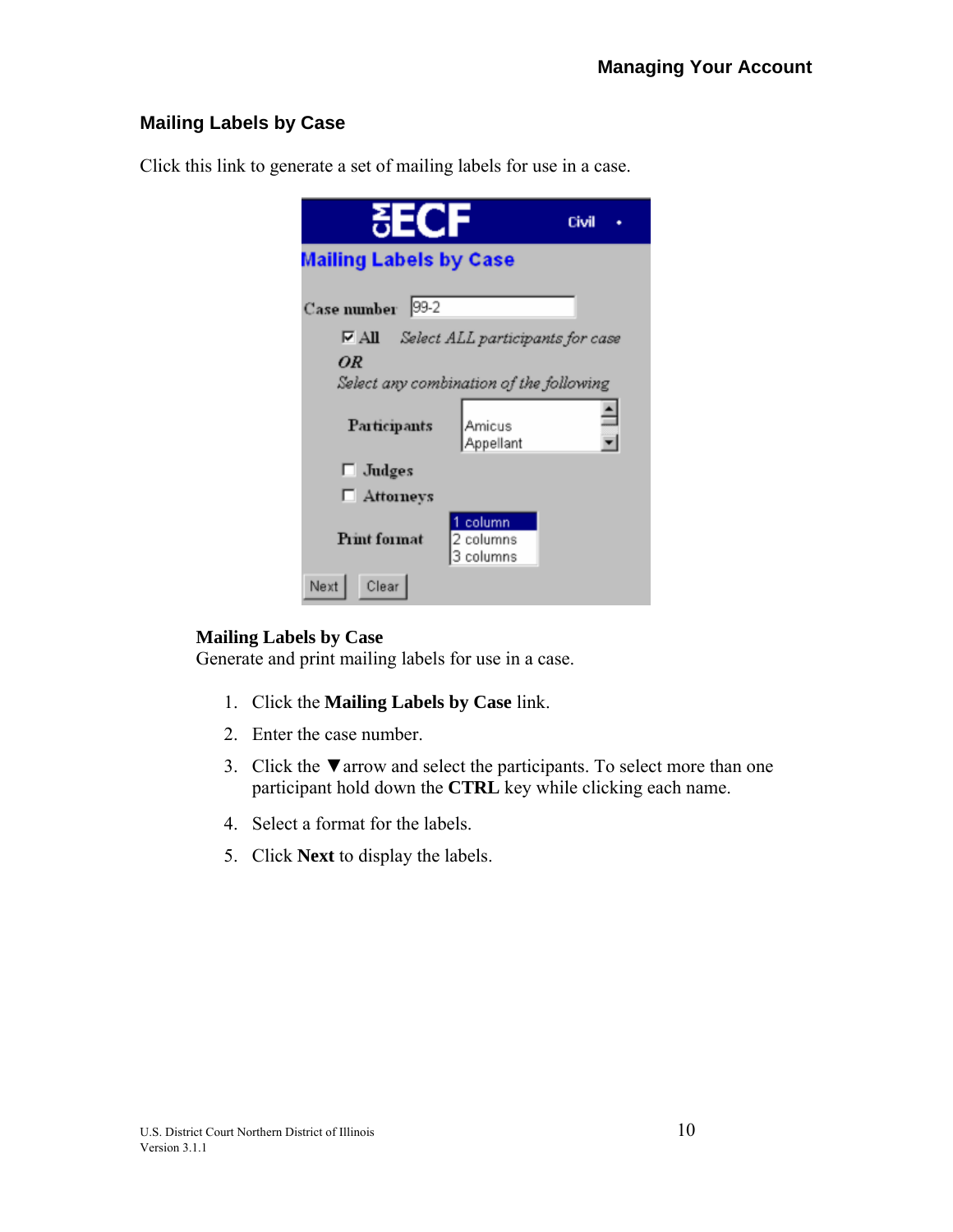## Mailing Labels by Case

Click this link to generate a set of mailing labels for use in a case.

**Mailing Labels by Case**
Generate and print mailing labels for use in a case.

1. Click the **Mailing Labels by Case** link.
2. Enter the case number.
3. Click the ▼arrow and select the participants. To select more than one participant hold down the **CTRL** key while clicking each name.
4. Select a format for the labels.
5. Click **Next** to display the labels.